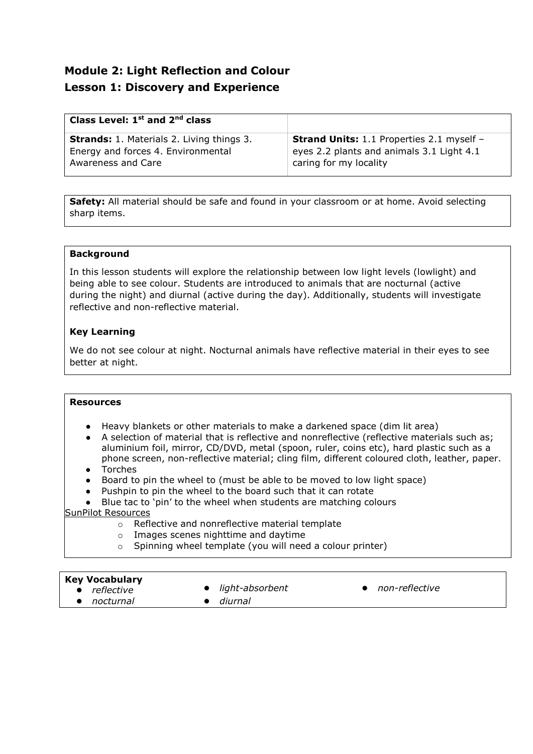# Module 2: Light Reflection and Colour

## Lesson 1: Discovery and Experience

| **Class Level: 1st and 2nd class** | |
|---|---|
| **Strands:** 1. Materials 2. Living things 3. Energy and forces 4. Environmental Awareness and Care | **Strand Units:** 1.1 Properties 2.1 myself – eyes 2.2 plants and animals 3.1 Light 4.1 caring for my locality |

**Safety:** All material should be safe and found in your classroom or at home. Avoid selecting sharp items.

### Background

In this lesson students will explore the relationship between low light levels (lowlight) and being able to see colour. Students are introduced to animals that are nocturnal (active during the night) and diurnal (active during the day). Additionally, students will investigate reflective and non-reflective material.

### Key Learning

We do not see colour at night. Nocturnal animals have reflective material in their eyes to see better at night.

### Resources

- Heavy blankets or other materials to make a darkened space (dim lit area)
- A selection of material that is reflective and nonreflective (reflective materials such as; aluminium foil, mirror, CD/DVD, metal (spoon, ruler, coins etc), hard plastic such as a phone screen, non-reflective material; cling film, different coloured cloth, leather, paper.
- Torches
- Board to pin the wheel to (must be able to be moved to low light space)
- Pushpin to pin the wheel to the board such that it can rotate
- Blue tac to 'pin' to the wheel when students are matching colours

SunPilot Resources

- Reflective and nonreflective material template
- Images scenes nighttime and daytime
- Spinning wheel template (you will need a colour printer)

### Key Vocabulary

- *reflective*
- *light-absorbent*
- *non-reflective*
- *nocturnal*
- *diurnal*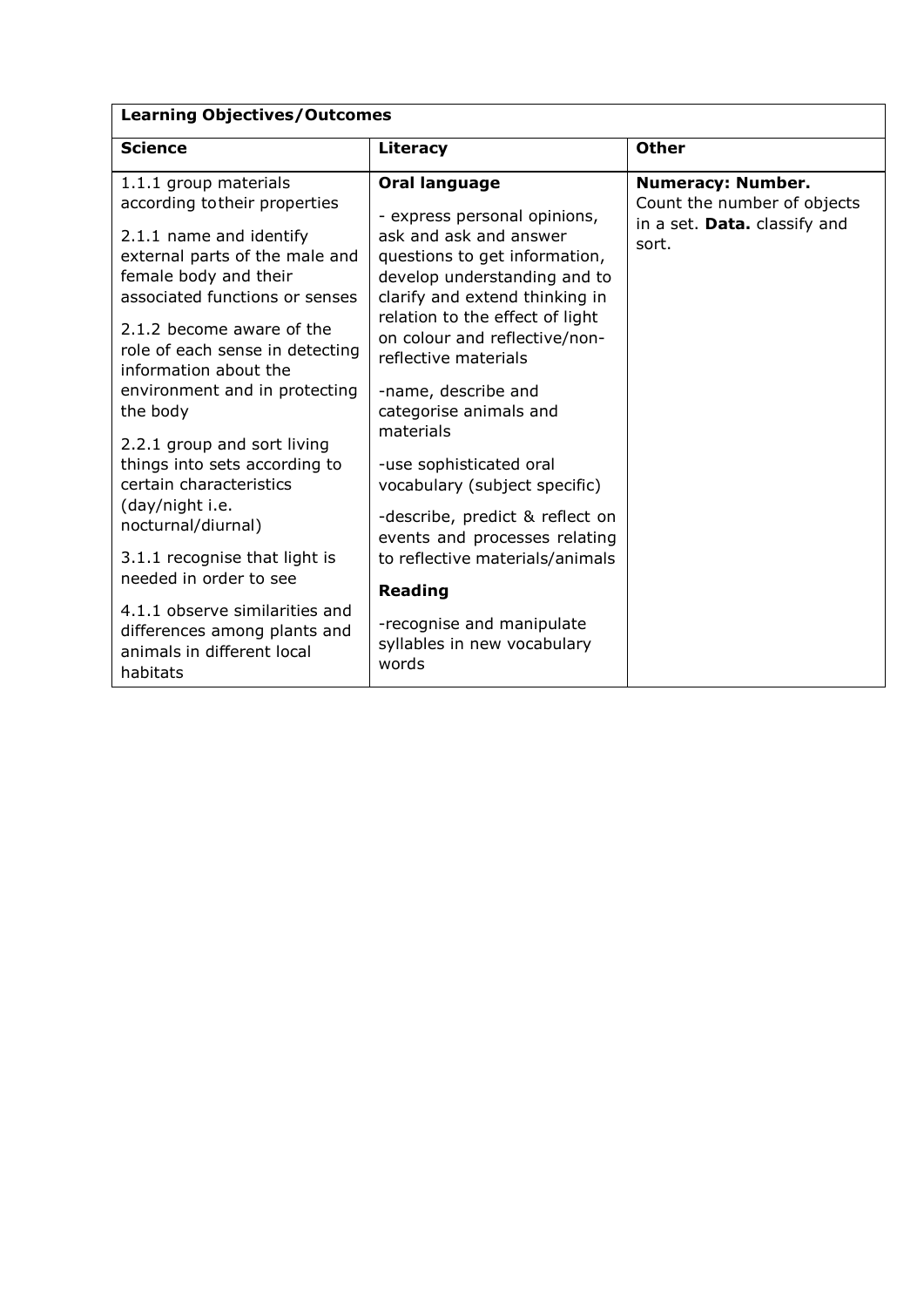| Learning Objectives/Outcomes | | |
|---|---|---|
| **Science** | **Literacy** | **Other** |
| 1.1.1 group materials according totheir properties<br><br>2.1.1 name and identify external parts of the male and female body and their associated functions or senses<br><br>2.1.2 become aware of the role of each sense in detecting information about the environment and in protecting the body<br><br>2.2.1 group and sort living things into sets according to certain characteristics (day/night i.e. nocturnal/diurnal)<br><br>3.1.1 recognise that light is needed in order to see<br><br>4.1.1 observe similarities and differences among plants and animals in different local habitats | **Oral language**<br><br>- express personal opinions, ask and ask and answer questions to get information, develop understanding and to clarify and extend thinking in relation to the effect of light on colour and reflective/non-reflective materials<br><br>-name, describe and categorise animals and materials<br><br>-use sophisticated oral vocabulary (subject specific)<br><br>-describe, predict & reflect on events and processes relating to reflective materials/animals<br><br>**Reading**<br><br>-recognise and manipulate syllables in new vocabulary words | **Numeracy: Number.** Count the number of objects in a set. **Data.** classify and sort. |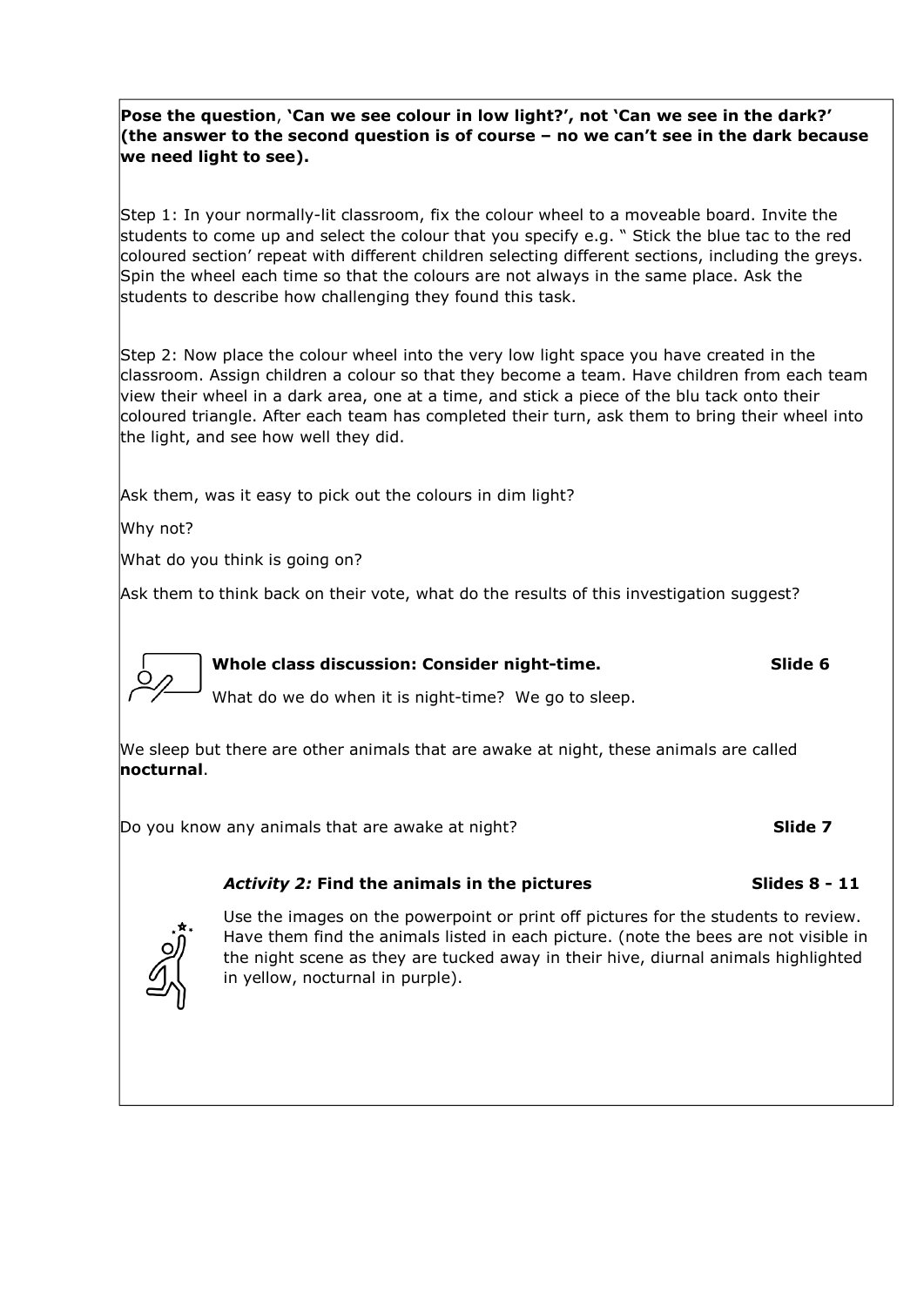**Pose the question, 'Can we see colour in low light?', not 'Can we see in the dark?' (the answer to the second question is of course – no we can't see in the dark because we need light to see).**

Step 1: In your normally-lit classroom, fix the colour wheel to a moveable board. Invite the students to come up and select the colour that you specify e.g. " Stick the blue tac to the red coloured section' repeat with different children selecting different sections, including the greys. Spin the wheel each time so that the colours are not always in the same place. Ask the students to describe how challenging they found this task.

Step 2: Now place the colour wheel into the very low light space you have created in the classroom. Assign children a colour so that they become a team. Have children from each team view their wheel in a dark area, one at a time, and stick a piece of the blu tack onto their coloured triangle. After each team has completed their turn, ask them to bring their wheel into the light, and see how well they did.

Ask them, was it easy to pick out the colours in dim light?

Why not?

What do you think is going on?

Ask them to think back on their vote, what do the results of this investigation suggest?

**Whole class discussion: Consider night-time.** **Slide 6**

What do we do when it is night-time? We go to sleep.

We sleep but there are other animals that are awake at night, these animals are called **nocturnal**.

Do you know any animals that are awake at night? **Slide 7**

***Activity 2:* Find the animals in the pictures** **Slides 8 - 11**

Use the images on the powerpoint or print off pictures for the students to review. Have them find the animals listed in each picture. (note the bees are not visible in the night scene as they are tucked away in their hive, diurnal animals highlighted in yellow, nocturnal in purple).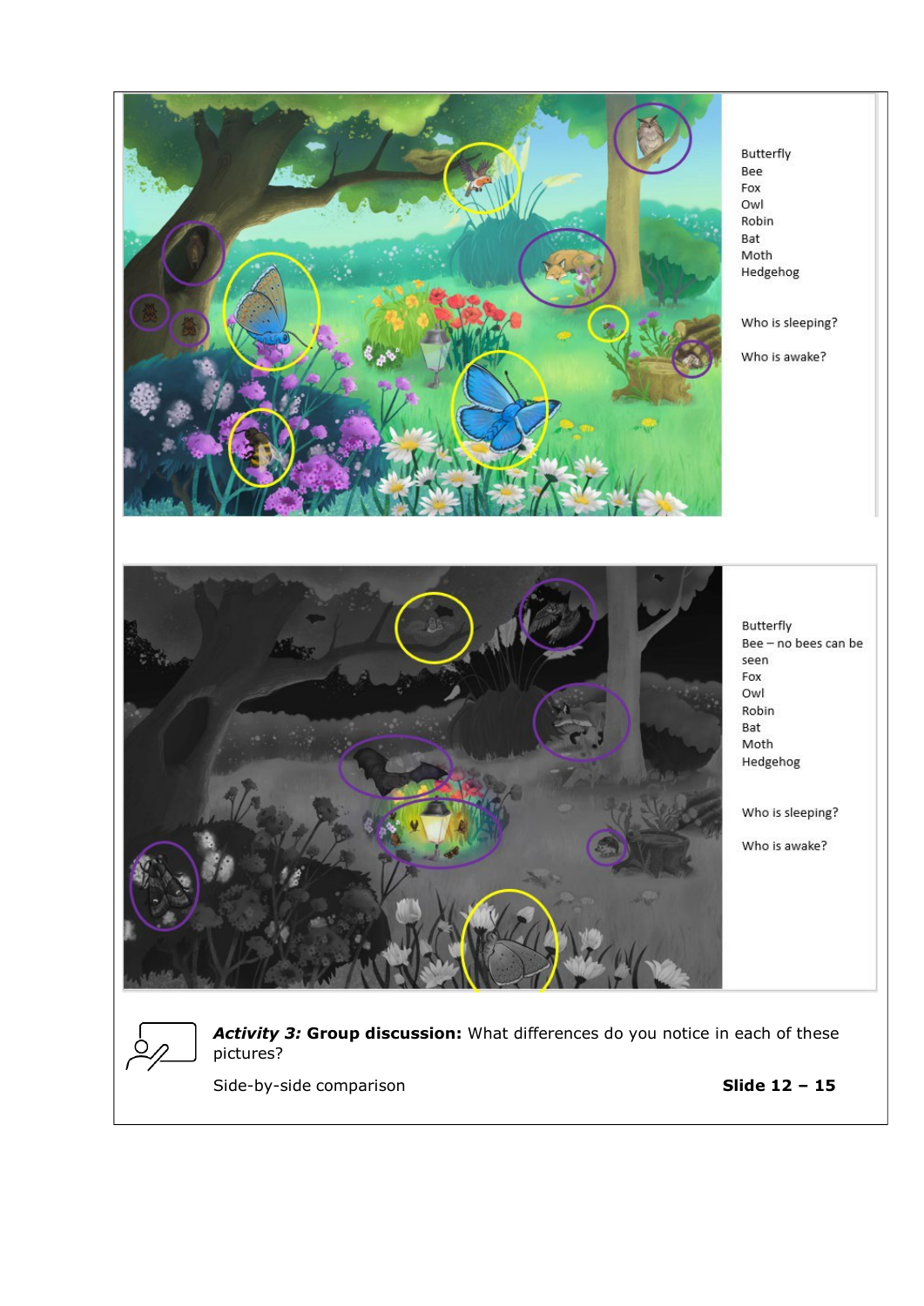Butterfly
Bee
Fox
Owl
Robin
Bat
Moth
Hedgehog

Who is sleeping?

Who is awake?

Butterfly
Bee – no bees can be seen
Fox
Owl
Robin
Bat
Moth
Hedgehog

Who is sleeping?

Who is awake?

***Activity 3:*** **Group discussion:** What differences do you notice in each of these pictures?

Side-by-side comparison **Slide 12 – 15**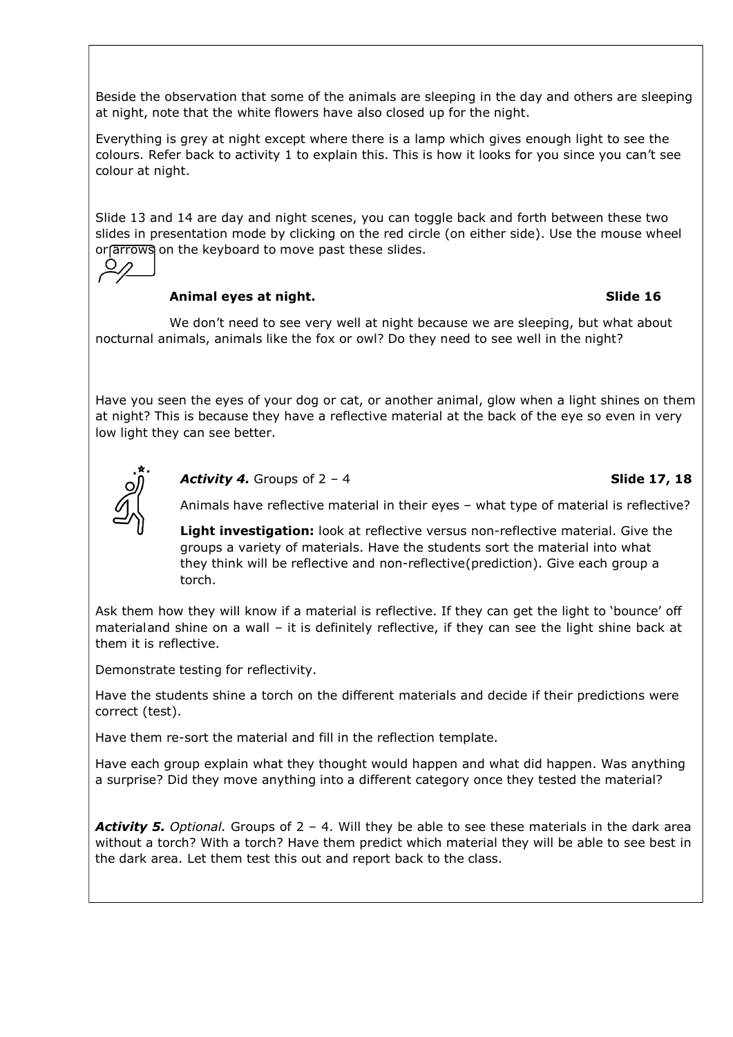Beside the observation that some of the animals are sleeping in the day and others are sleeping at night, note that the white flowers have also closed up for the night.

Everything is grey at night except where there is a lamp which gives enough light to see the colours. Refer back to activity 1 to explain this. This is how it looks for you since you can't see colour at night.

Slide 13 and 14 are day and night scenes, you can toggle back and forth between these two slides in presentation mode by clicking on the red circle (on either side). Use the mouse wheel or arrows on the keyboard to move past these slides.

**Animal eyes at night.** **Slide 16**

We don't need to see very well at night because we are sleeping, but what about nocturnal animals, animals like the fox or owl? Do they need to see well in the night?

Have you seen the eyes of your dog or cat, or another animal, glow when a light shines on them at night? This is because they have a reflective material at the back of the eye so even in very low light they can see better.

***Activity 4.*** Groups of 2 – 4 **Slide 17, 18**

Animals have reflective material in their eyes – what type of material is reflective?

**Light investigation:** look at reflective versus non-reflective material. Give the groups a variety of materials. Have the students sort the material into what they think will be reflective and non-reflective(prediction). Give each group a torch.

Ask them how they will know if a material is reflective. If they can get the light to 'bounce' off materialand shine on a wall – it is definitely reflective, if they can see the light shine back at them it is reflective.

Demonstrate testing for reflectivity.

Have the students shine a torch on the different materials and decide if their predictions were correct (test).

Have them re-sort the material and fill in the reflection template.

Have each group explain what they thought would happen and what did happen. Was anything a surprise? Did they move anything into a different category once they tested the material?

***Activity 5.*** *Optional.* Groups of 2 – 4. Will they be able to see these materials in the dark area without a torch? With a torch? Have them predict which material they will be able to see best in the dark area. Let them test this out and report back to the class.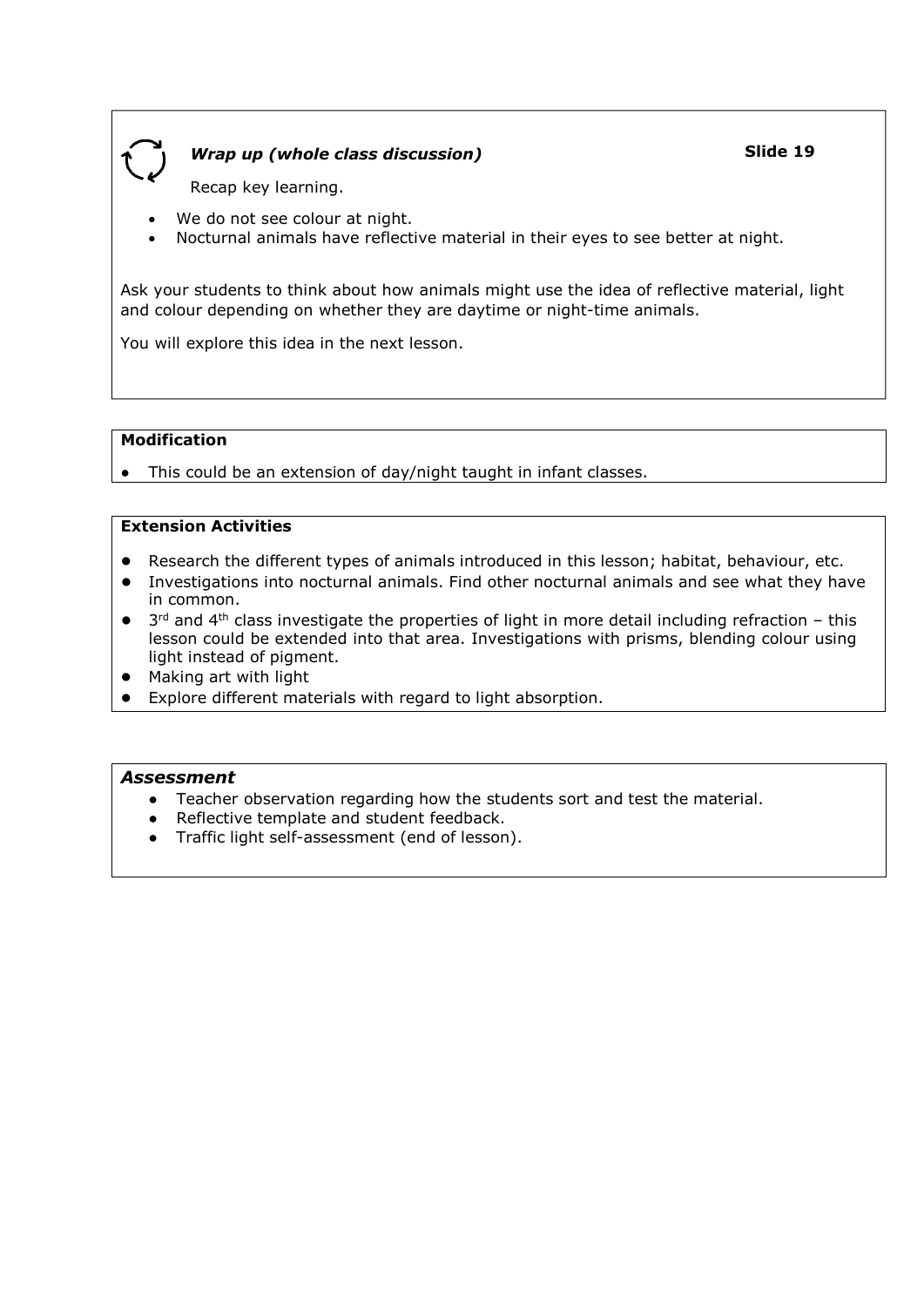### *Wrap up (whole class discussion)*

**Slide 19**

Recap key learning.

- We do not see colour at night.
- Nocturnal animals have reflective material in their eyes to see better at night.

Ask your students to think about how animals might use the idea of reflective material, light and colour depending on whether they are daytime or night-time animals.

You will explore this idea in the next lesson.

### Modification

- This could be an extension of day/night taught in infant classes.

### Extension Activities

- Research the different types of animals introduced in this lesson; habitat, behaviour, etc.
- Investigations into nocturnal animals. Find other nocturnal animals and see what they have in common.
- 3rd and 4th class investigate the properties of light in more detail including refraction – this lesson could be extended into that area. Investigations with prisms, blending colour using light instead of pigment.
- Making art with light
- Explore different materials with regard to light absorption.

### *Assessment*

- Teacher observation regarding how the students sort and test the material.
- Reflective template and student feedback.
- Traffic light self-assessment (end of lesson).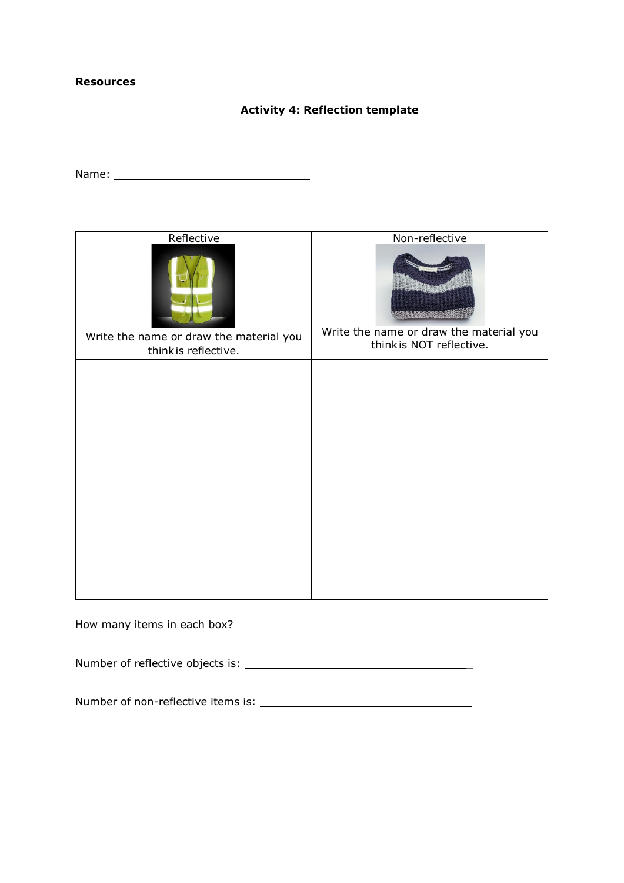**Resources**

**Activity 4: Reflection template**

Name: ______________________________

| Reflective<br><br>Write the name or draw the material you think is reflective. | Non-reflective<br><br>Write the name or draw the material you think is NOT reflective. |
|---|---|
| | |

How many items in each box?

Number of reflective objects is: ______________________________

Number of non-reflective items is: ______________________________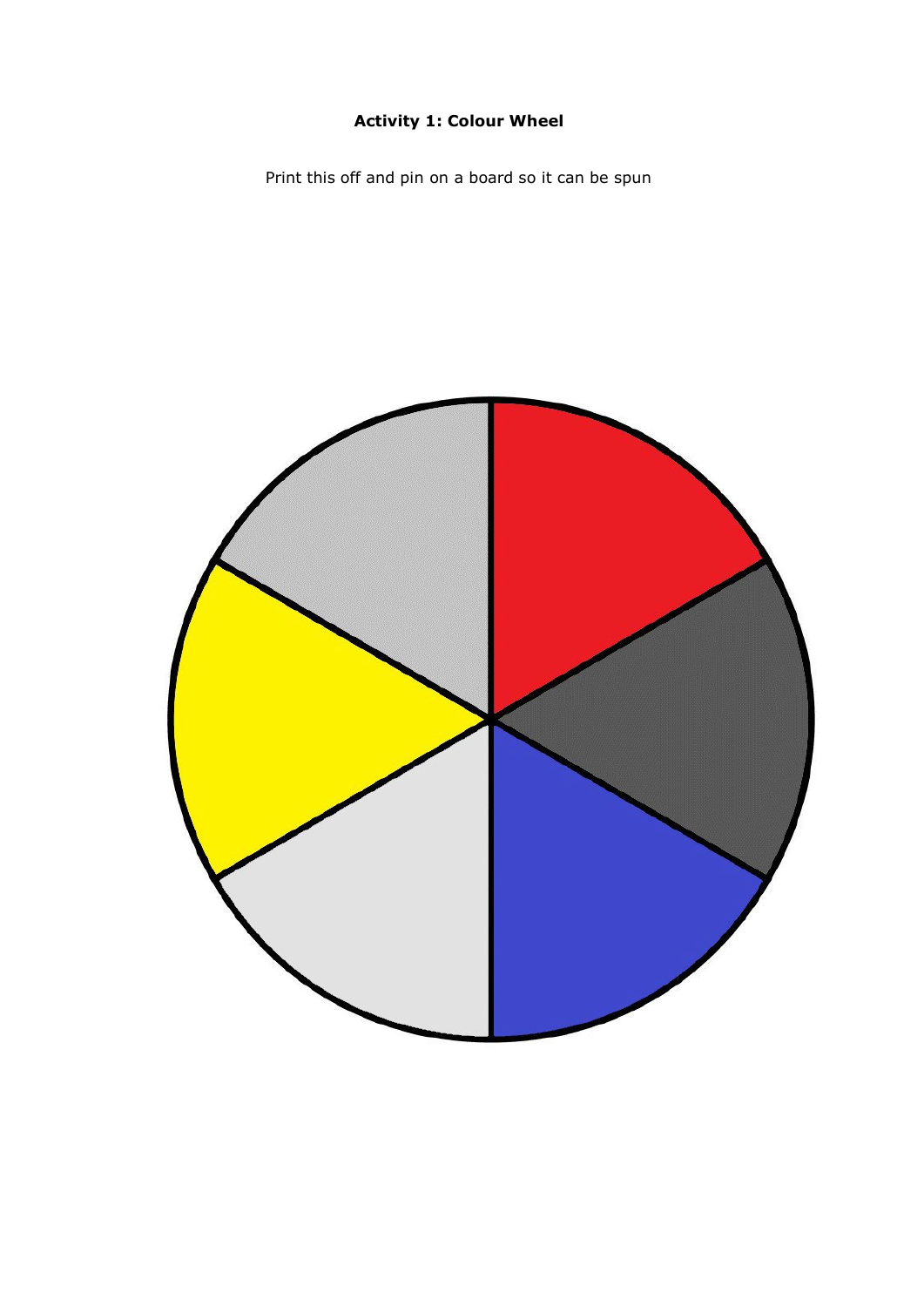**Activity 1: Colour Wheel**

Print this off and pin on a board so it can be spun